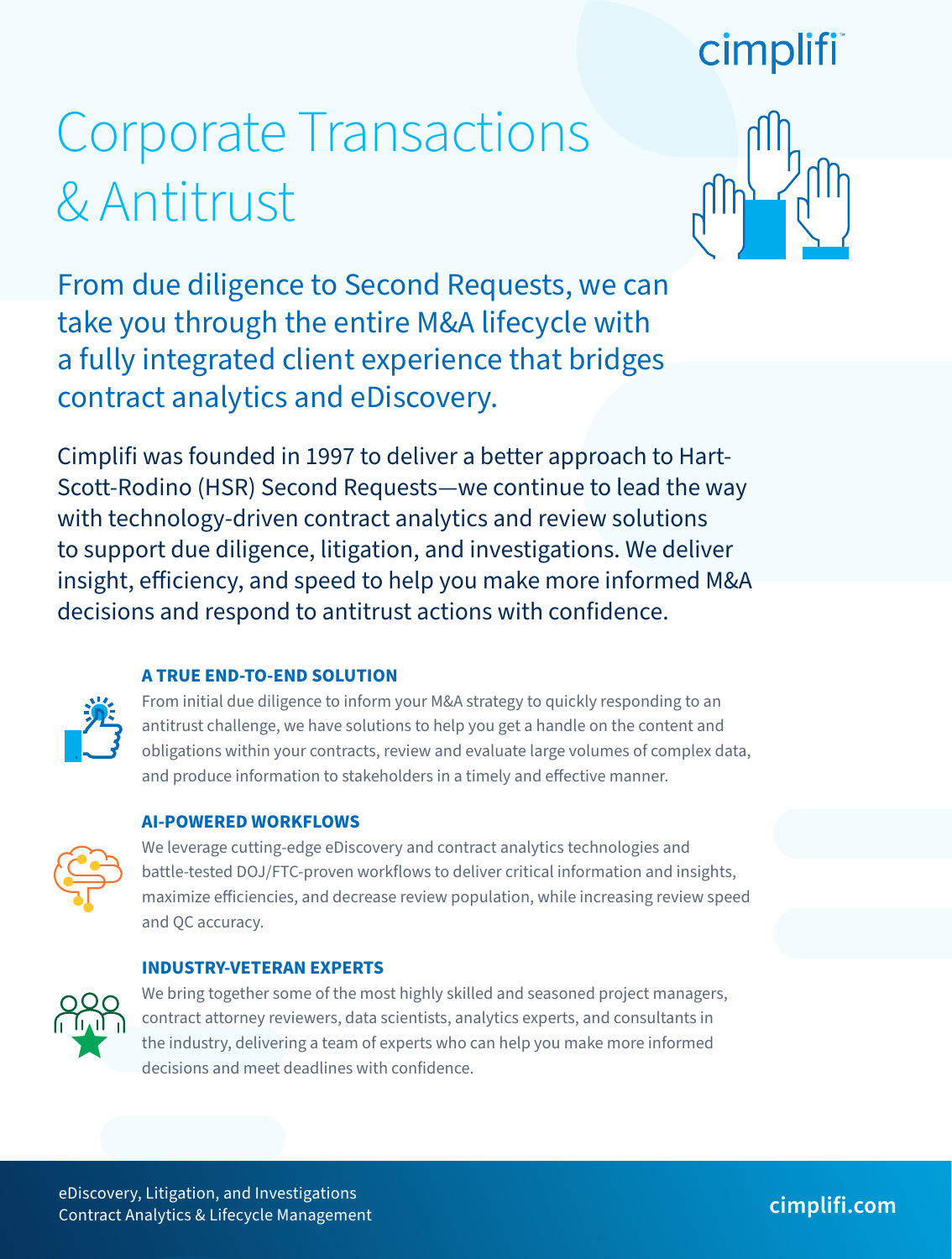cimplifi

# Corporate Transactions & Antitrust

## From due diligence to Second Requests, we can take you through the entire M&A lifecycle with a fully integrated client experience that bridges contract analytics and eDiscovery.

Cimplifi was founded in 1997 to deliver a better approach to Hart-Scott-Rodino (HSR) Second Requests—we continue to lead the way with technology-driven contract analytics and review solutions to support due diligence, litigation, and investigations. We deliver insight, efficiency, and speed to help you make more informed M&A decisions and respond to antitrust actions with confidence.

### A TRUE END-TO-END SOLUTION

From initial due diligence to inform your M&A strategy to quickly responding to an antitrust challenge, we have solutions to help you get a handle on the content and obligations within your contracts, review and evaluate large volumes of complex data, and produce information to stakeholders in a timely and effective manner.

### AI-POWERED WORKFLOWS

We leverage cutting-edge eDiscovery and contract analytics technologies and battle-tested DOJ/FTC-proven workflows to deliver critical information and insights, maximize efficiencies, and decrease review population, while increasing review speed and QC accuracy.

### INDUSTRY-VETERAN EXPERTS

We bring together some of the most highly skilled and seasoned project managers, contract attorney reviewers, data scientists, analytics experts, and consultants in the industry, delivering a team of experts who can help you make more informed decisions and meet deadlines with confidence.

eDiscovery, Litigation, and Investigations
Contract Analytics & Lifecycle Management

cimplifi.com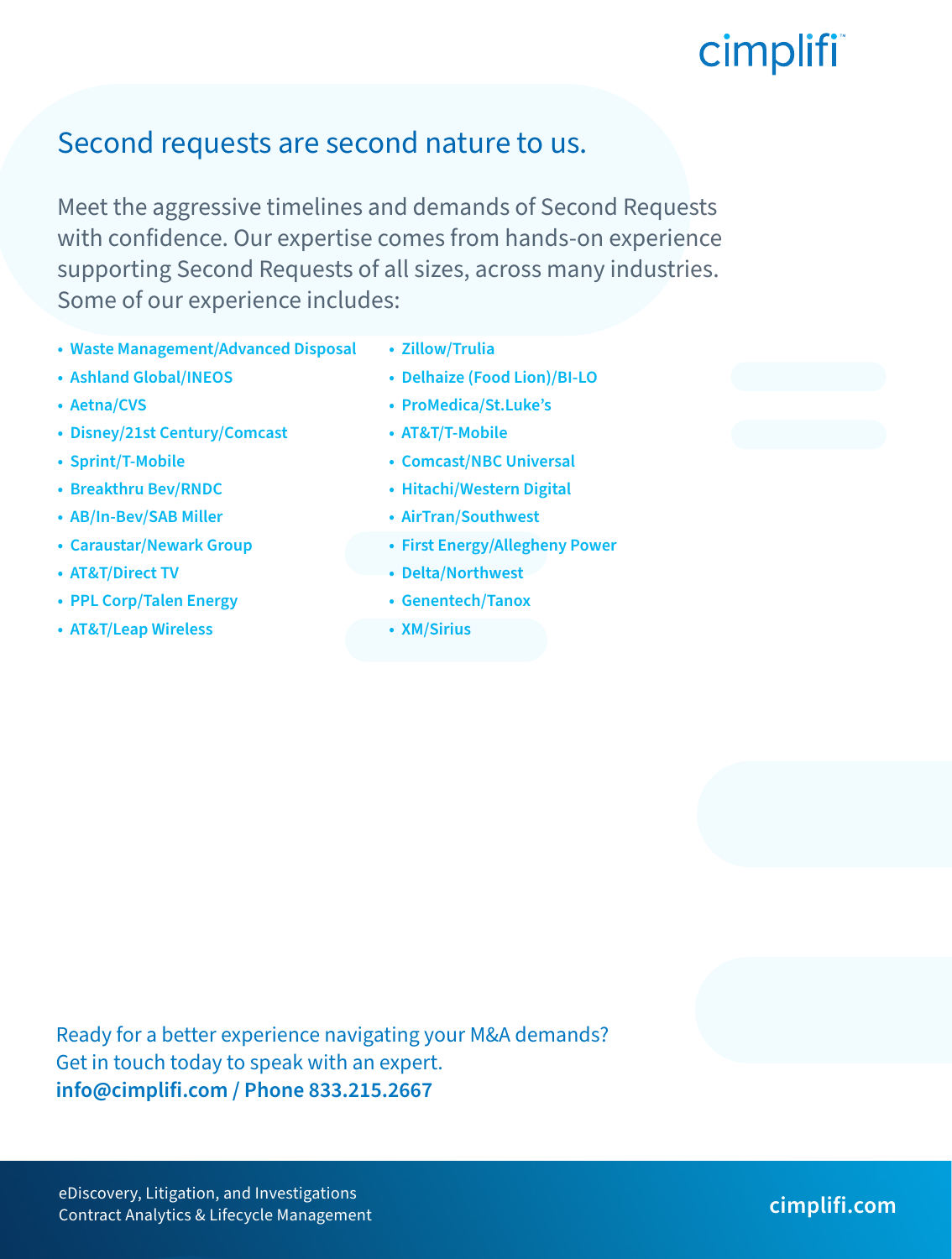cimplifi

## Second requests are second nature to us.

Meet the aggressive timelines and demands of Second Requests with confidence. Our expertise comes from hands-on experience supporting Second Requests of all sizes, across many industries. Some of our experience includes:

- **Waste Management/Advanced Disposal**
- **Ashland Global/INEOS**
- **Aetna/CVS**
- **Disney/21st Century/Comcast**
- **Sprint/T-Mobile**
- **Breakthru Bev/RNDC**
- **AB/In-Bev/SAB Miller**
- **Caraustar/Newark Group**
- **AT&T/Direct TV**
- **PPL Corp/Talen Energy**
- **AT&T/Leap Wireless**
- **Zillow/Trulia**
- **Delhaize (Food Lion)/BI-LO**
- **ProMedica/St.Luke's**
- **AT&T/T-Mobile**
- **Comcast/NBC Universal**
- **Hitachi/Western Digital**
- **AirTran/Southwest**
- **First Energy/Allegheny Power**
- **Delta/Northwest**
- **Genentech/Tanox**
- **XM/Sirius**

Ready for a better experience navigating your M&A demands?
Get in touch today to speak with an expert.
**info@cimplifi.com / Phone 833.215.2667**

eDiscovery, Litigation, and Investigations
Contract Analytics & Lifecycle Management

**cimplifi.com**